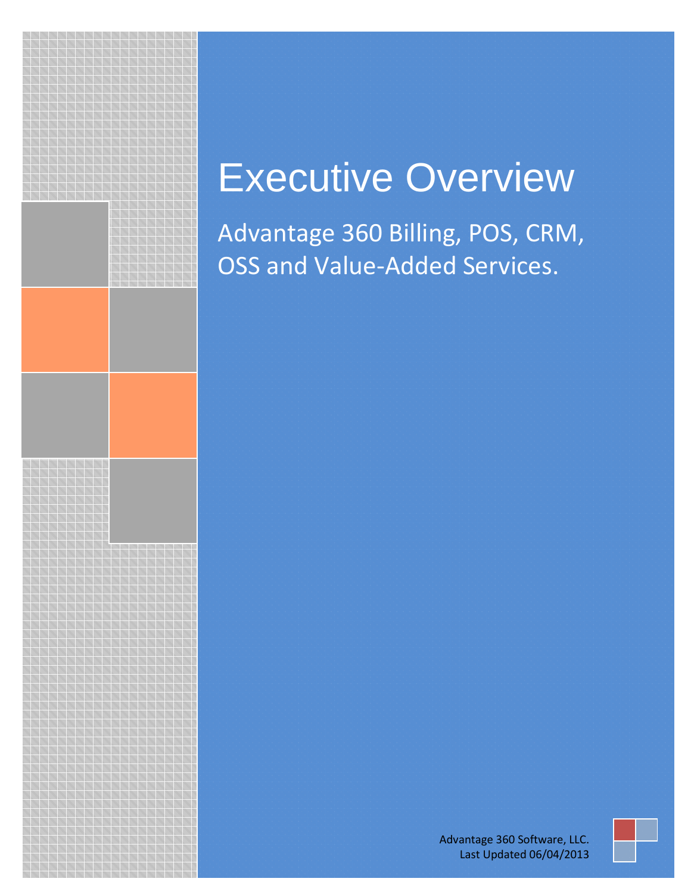# Executive Overview

## Advantage 360 Billing, POS, CRM, OSS and Value-Added Services.

Advantage 360 Software, LLC.
Last Updated 06/04/2013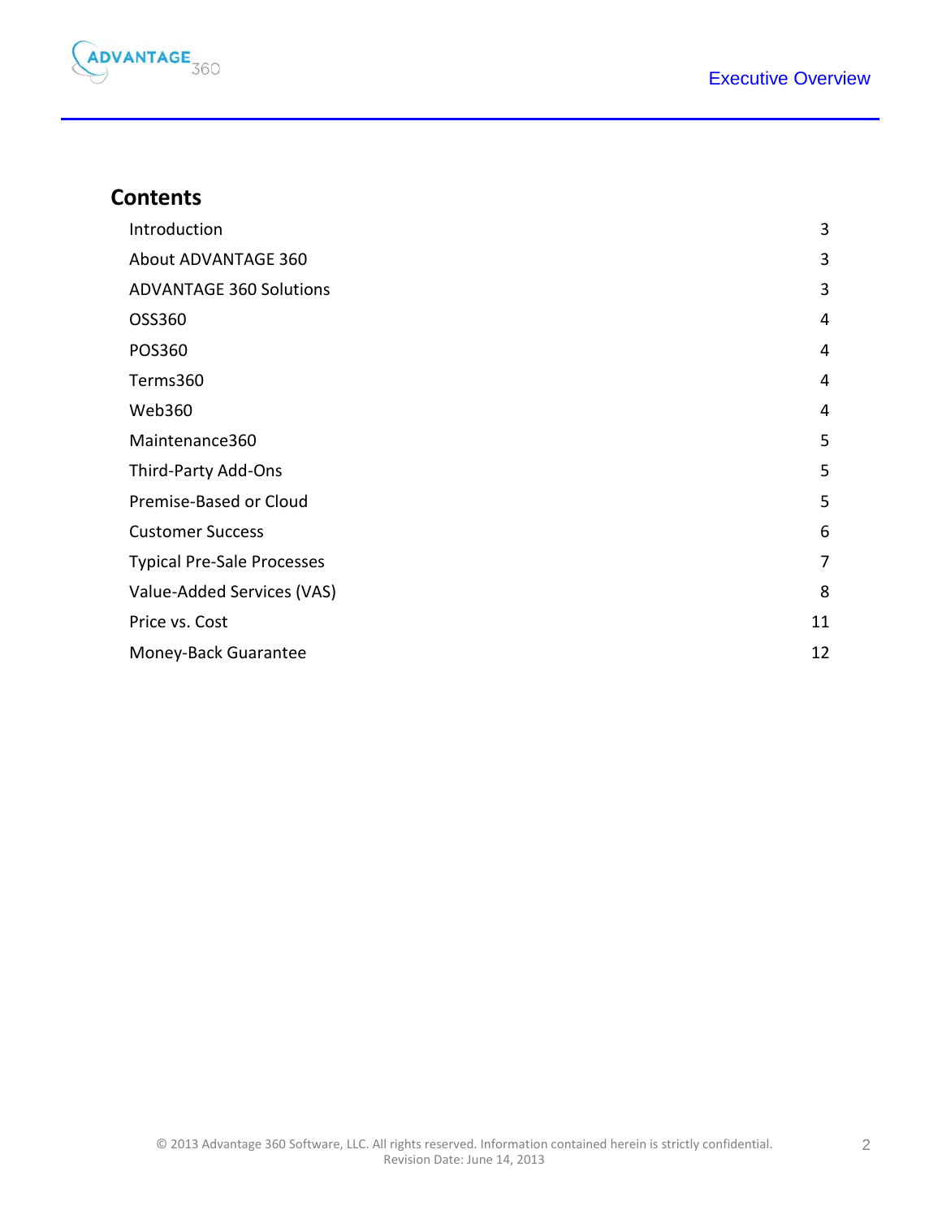## Contents

| | |
|---|---|
| Introduction | 3 |
| About ADVANTAGE 360 | 3 |
| ADVANTAGE 360 Solutions | 3 |
| OSS360 | 4 |
| POS360 | 4 |
| Terms360 | 4 |
| Web360 | 4 |
| Maintenance360 | 5 |
| Third-Party Add-Ons | 5 |
| Premise-Based or Cloud | 5 |
| Customer Success | 6 |
| Typical Pre-Sale Processes | 7 |
| Value-Added Services (VAS) | 8 |
| Price vs. Cost | 11 |
| Money-Back Guarantee | 12 |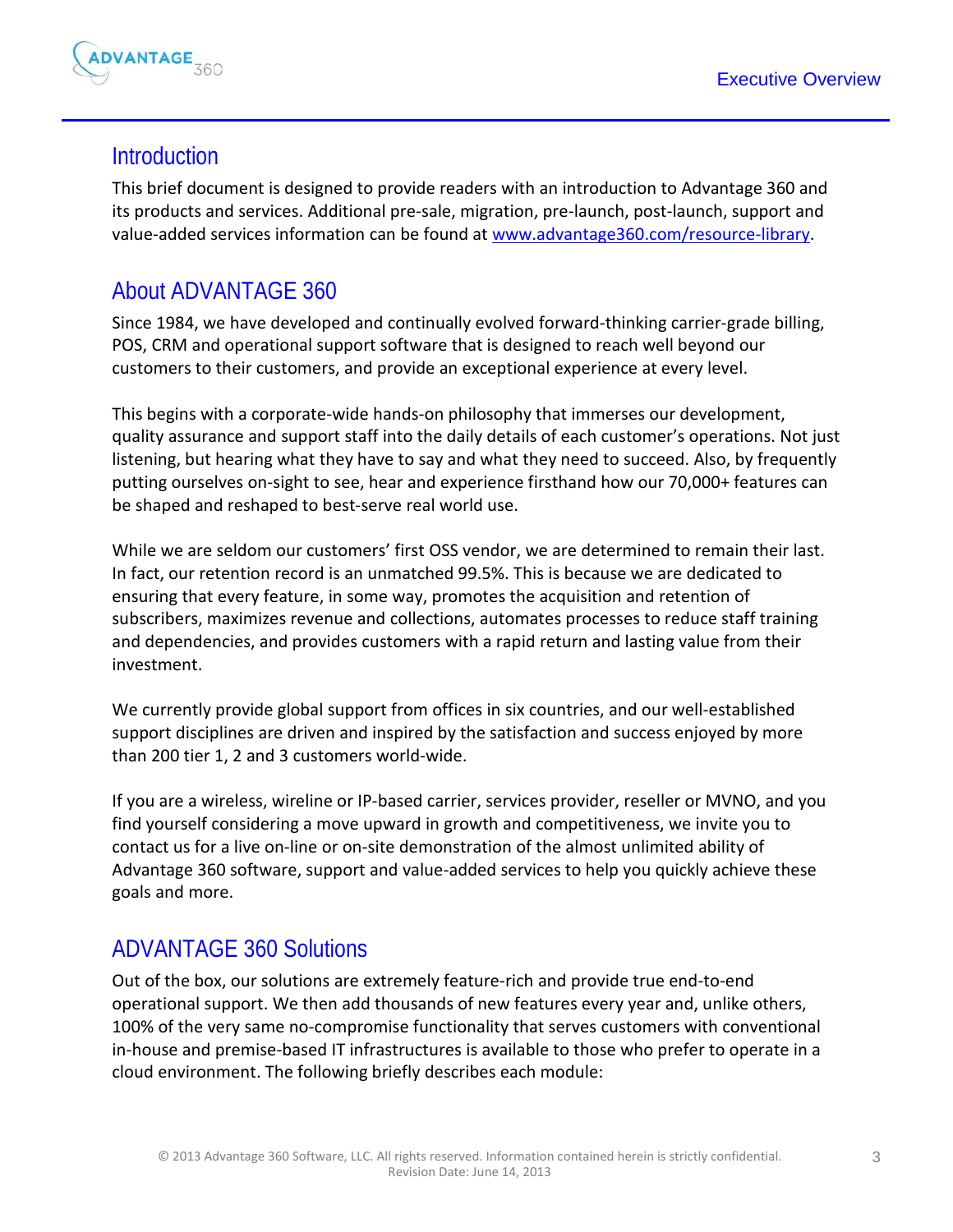## Introduction

This brief document is designed to provide readers with an introduction to Advantage 360 and its products and services. Additional pre-sale, migration, pre-launch, post-launch, support and value-added services information can be found at [www.advantage360.com/resource-library](www.advantage360.com/resource-library).

## About ADVANTAGE 360

Since 1984, we have developed and continually evolved forward-thinking carrier-grade billing, POS, CRM and operational support software that is designed to reach well beyond our customers to their customers, and provide an exceptional experience at every level.

This begins with a corporate-wide hands-on philosophy that immerses our development, quality assurance and support staff into the daily details of each customer's operations. Not just listening, but hearing what they have to say and what they need to succeed. Also, by frequently putting ourselves on-sight to see, hear and experience firsthand how our 70,000+ features can be shaped and reshaped to best-serve real world use.

While we are seldom our customers' first OSS vendor, we are determined to remain their last. In fact, our retention record is an unmatched 99.5%. This is because we are dedicated to ensuring that every feature, in some way, promotes the acquisition and retention of subscribers, maximizes revenue and collections, automates processes to reduce staff training and dependencies, and provides customers with a rapid return and lasting value from their investment.

We currently provide global support from offices in six countries, and our well-established support disciplines are driven and inspired by the satisfaction and success enjoyed by more than 200 tier 1, 2 and 3 customers world-wide.

If you are a wireless, wireline or IP-based carrier, services provider, reseller or MVNO, and you find yourself considering a move upward in growth and competitiveness, we invite you to contact us for a live on-line or on-site demonstration of the almost unlimited ability of Advantage 360 software, support and value-added services to help you quickly achieve these goals and more.

## ADVANTAGE 360 Solutions

Out of the box, our solutions are extremely feature-rich and provide true end-to-end operational support. We then add thousands of new features every year and, unlike others, 100% of the very same no-compromise functionality that serves customers with conventional in-house and premise-based IT infrastructures is available to those who prefer to operate in a cloud environment. The following briefly describes each module: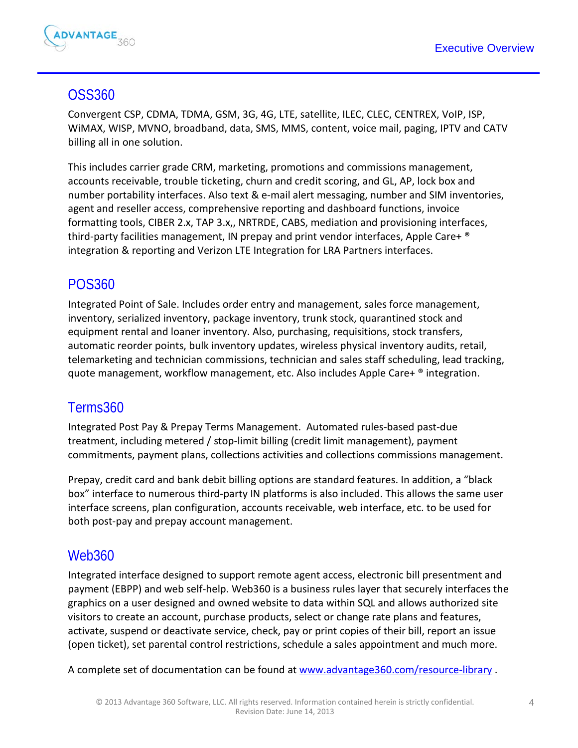## OSS360

Convergent CSP, CDMA, TDMA, GSM, 3G, 4G, LTE, satellite, ILEC, CLEC, CENTREX, VoIP, ISP, WiMAX, WISP, MVNO, broadband, data, SMS, MMS, content, voice mail, paging, IPTV and CATV billing all in one solution.

This includes carrier grade CRM, marketing, promotions and commissions management, accounts receivable, trouble ticketing, churn and credit scoring, and GL, AP, lock box and number portability interfaces. Also text & e-mail alert messaging, number and SIM inventories, agent and reseller access, comprehensive reporting and dashboard functions, invoice formatting tools, CIBER 2.x, TAP 3.x,, NRTRDE, CABS, mediation and provisioning interfaces, third-party facilities management, IN prepay and print vendor interfaces, Apple Care+ ® integration & reporting and Verizon LTE Integration for LRA Partners interfaces.

## POS360

Integrated Point of Sale. Includes order entry and management, sales force management, inventory, serialized inventory, package inventory, trunk stock, quarantined stock and equipment rental and loaner inventory. Also, purchasing, requisitions, stock transfers, automatic reorder points, bulk inventory updates, wireless physical inventory audits, retail, telemarketing and technician commissions, technician and sales staff scheduling, lead tracking, quote management, workflow management, etc. Also includes Apple Care+ ® integration.

## Terms360

Integrated Post Pay & Prepay Terms Management. Automated rules-based past-due treatment, including metered / stop-limit billing (credit limit management), payment commitments, payment plans, collections activities and collections commissions management.

Prepay, credit card and bank debit billing options are standard features. In addition, a "black box" interface to numerous third-party IN platforms is also included. This allows the same user interface screens, plan configuration, accounts receivable, web interface, etc. to be used for both post-pay and prepay account management.

## Web360

Integrated interface designed to support remote agent access, electronic bill presentment and payment (EBPP) and web self-help. Web360 is a business rules layer that securely interfaces the graphics on a user designed and owned website to data within SQL and allows authorized site visitors to create an account, purchase products, select or change rate plans and features, activate, suspend or deactivate service, check, pay or print copies of their bill, report an issue (open ticket), set parental control restrictions, schedule a sales appointment and much more.

A complete set of documentation can be found at [www.advantage360.com/resource-library](www.advantage360.com/resource-library) .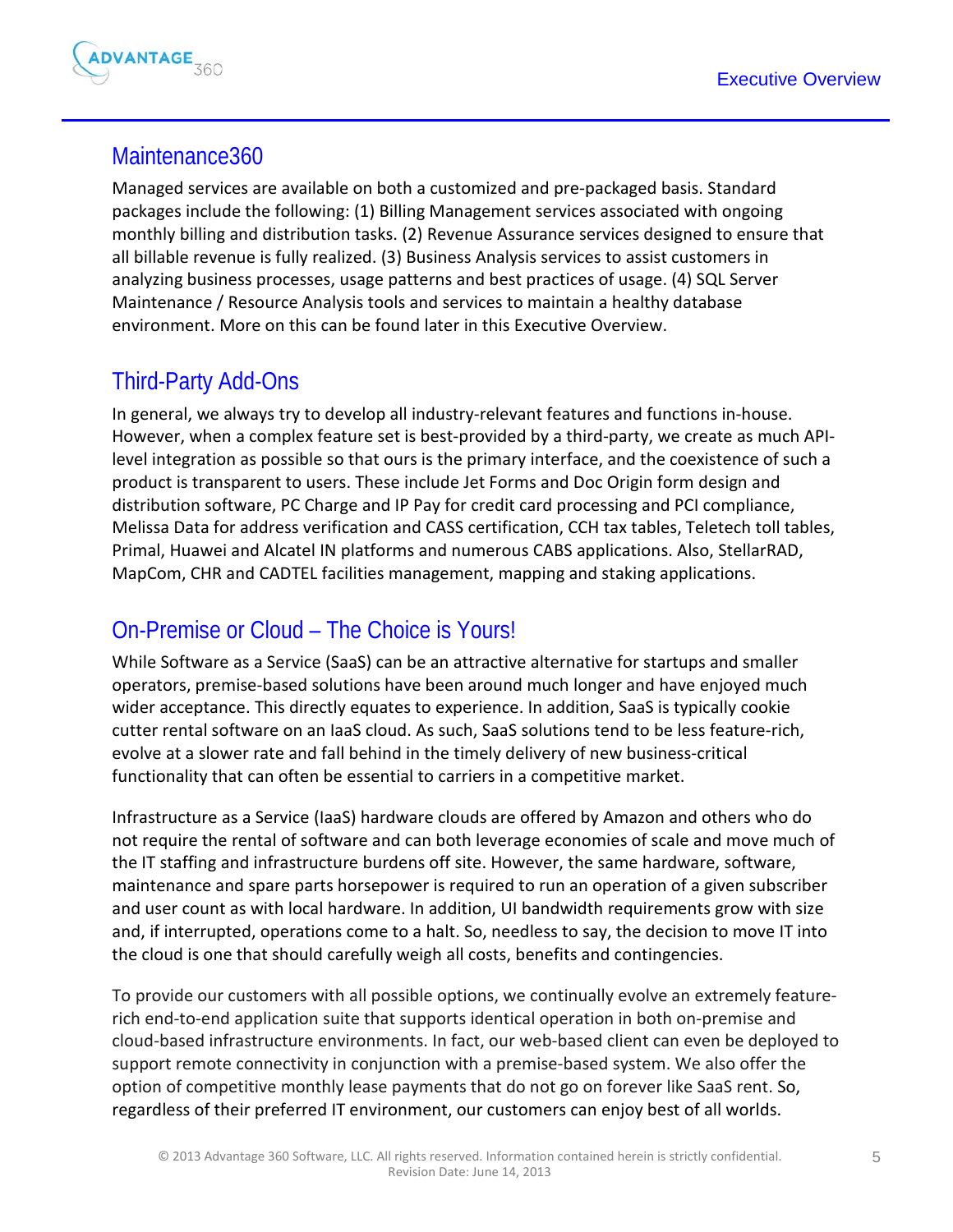## Maintenance360

Managed services are available on both a customized and pre-packaged basis. Standard packages include the following: (1) Billing Management services associated with ongoing monthly billing and distribution tasks. (2) Revenue Assurance services designed to ensure that all billable revenue is fully realized. (3) Business Analysis services to assist customers in analyzing business processes, usage patterns and best practices of usage. (4) SQL Server Maintenance / Resource Analysis tools and services to maintain a healthy database environment. More on this can be found later in this Executive Overview.

## Third-Party Add-Ons

In general, we always try to develop all industry-relevant features and functions in-house. However, when a complex feature set is best-provided by a third-party, we create as much API-level integration as possible so that ours is the primary interface, and the coexistence of such a product is transparent to users. These include Jet Forms and Doc Origin form design and distribution software, PC Charge and IP Pay for credit card processing and PCI compliance, Melissa Data for address verification and CASS certification, CCH tax tables, Teletech toll tables, Primal, Huawei and Alcatel IN platforms and numerous CABS applications. Also, StellarRAD, MapCom, CHR and CADTEL facilities management, mapping and staking applications.

## On-Premise or Cloud – The Choice is Yours!

While Software as a Service (SaaS) can be an attractive alternative for startups and smaller operators, premise-based solutions have been around much longer and have enjoyed much wider acceptance. This directly equates to experience. In addition, SaaS is typically cookie cutter rental software on an IaaS cloud. As such, SaaS solutions tend to be less feature-rich, evolve at a slower rate and fall behind in the timely delivery of new business-critical functionality that can often be essential to carriers in a competitive market.

Infrastructure as a Service (IaaS) hardware clouds are offered by Amazon and others who do not require the rental of software and can both leverage economies of scale and move much of the IT staffing and infrastructure burdens off site. However, the same hardware, software, maintenance and spare parts horsepower is required to run an operation of a given subscriber and user count as with local hardware. In addition, UI bandwidth requirements grow with size and, if interrupted, operations come to a halt. So, needless to say, the decision to move IT into the cloud is one that should carefully weigh all costs, benefits and contingencies.

To provide our customers with all possible options, we continually evolve an extremely feature-rich end-to-end application suite that supports identical operation in both on-premise and cloud-based infrastructure environments. In fact, our web-based client can even be deployed to support remote connectivity in conjunction with a premise-based system. We also offer the option of competitive monthly lease payments that do not go on forever like SaaS rent. So, regardless of their preferred IT environment, our customers can enjoy best of all worlds.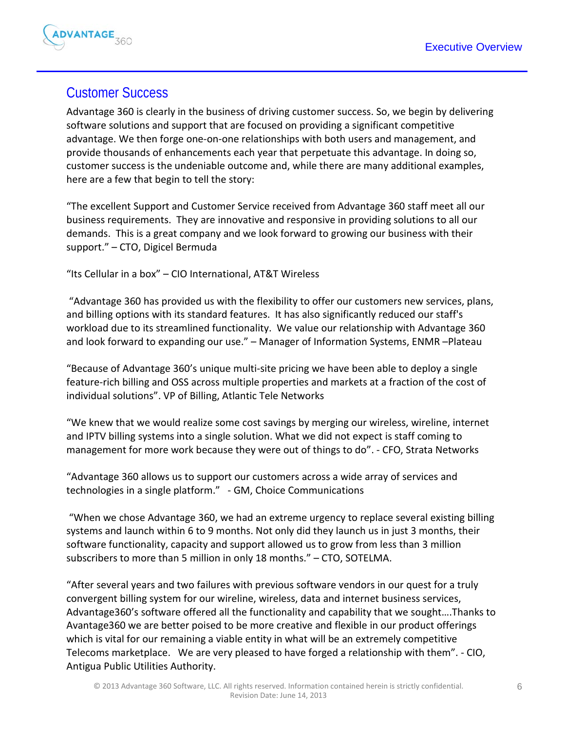## Customer Success

Advantage 360 is clearly in the business of driving customer success. So, we begin by delivering software solutions and support that are focused on providing a significant competitive advantage. We then forge one-on-one relationships with both users and management, and provide thousands of enhancements each year that perpetuate this advantage. In doing so, customer success is the undeniable outcome and, while there are many additional examples, here are a few that begin to tell the story:

"The excellent Support and Customer Service received from Advantage 360 staff meet all our business requirements. They are innovative and responsive in providing solutions to all our demands. This is a great company and we look forward to growing our business with their support." – CTO, Digicel Bermuda

"Its Cellular in a box" – CIO International, AT&T Wireless

"Advantage 360 has provided us with the flexibility to offer our customers new services, plans, and billing options with its standard features. It has also significantly reduced our staff's workload due to its streamlined functionality. We value our relationship with Advantage 360 and look forward to expanding our use." – Manager of Information Systems, ENMR –Plateau

"Because of Advantage 360's unique multi-site pricing we have been able to deploy a single feature-rich billing and OSS across multiple properties and markets at a fraction of the cost of individual solutions". VP of Billing, Atlantic Tele Networks

"We knew that we would realize some cost savings by merging our wireless, wireline, internet and IPTV billing systems into a single solution. What we did not expect is staff coming to management for more work because they were out of things to do". - CFO, Strata Networks

"Advantage 360 allows us to support our customers across a wide array of services and technologies in a single platform." - GM, Choice Communications

"When we chose Advantage 360, we had an extreme urgency to replace several existing billing systems and launch within 6 to 9 months. Not only did they launch us in just 3 months, their software functionality, capacity and support allowed us to grow from less than 3 million subscribers to more than 5 million in only 18 months." – CTO, SOTELMA.

"After several years and two failures with previous software vendors in our quest for a truly convergent billing system for our wireline, wireless, data and internet business services, Advantage360's software offered all the functionality and capability that we sought….Thanks to Avantage360 we are better poised to be more creative and flexible in our product offerings which is vital for our remaining a viable entity in what will be an extremely competitive Telecoms marketplace. We are very pleased to have forged a relationship with them". - CIO, Antigua Public Utilities Authority.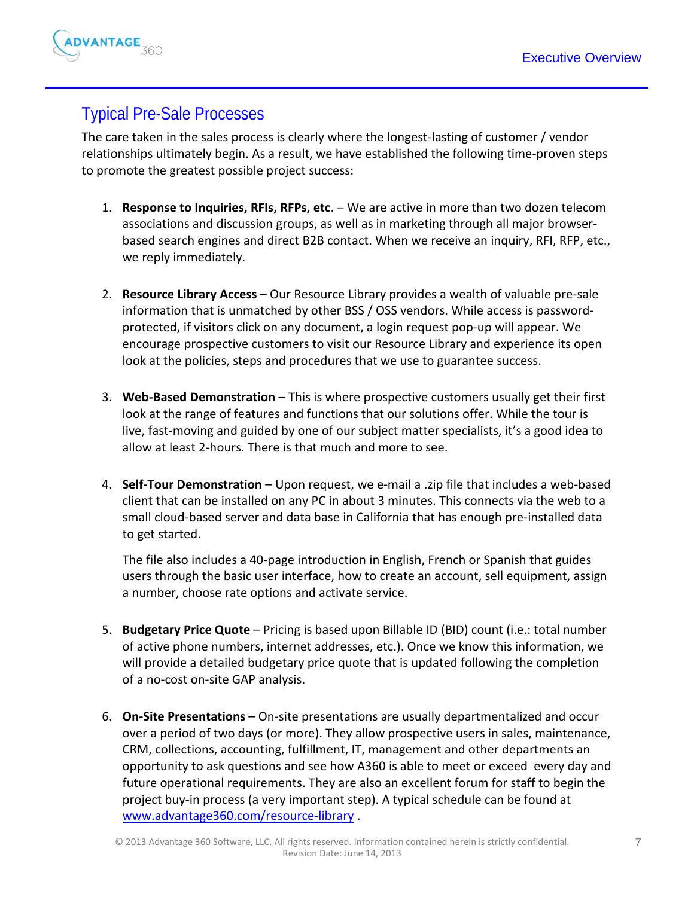## Typical Pre-Sale Processes

The care taken in the sales process is clearly where the longest-lasting of customer / vendor relationships ultimately begin. As a result, we have established the following time-proven steps to promote the greatest possible project success:

1. **Response to Inquiries, RFIs, RFPs, etc**. – We are active in more than two dozen telecom associations and discussion groups, as well as in marketing through all major browser-based search engines and direct B2B contact. When we receive an inquiry, RFI, RFP, etc., we reply immediately.

2. **Resource Library Access** – Our Resource Library provides a wealth of valuable pre-sale information that is unmatched by other BSS / OSS vendors. While access is password-protected, if visitors click on any document, a login request pop-up will appear. We encourage prospective customers to visit our Resource Library and experience its open look at the policies, steps and procedures that we use to guarantee success.

3. **Web-Based Demonstration** – This is where prospective customers usually get their first look at the range of features and functions that our solutions offer. While the tour is live, fast-moving and guided by one of our subject matter specialists, it's a good idea to allow at least 2-hours. There is that much and more to see.

4. **Self-Tour Demonstration** – Upon request, we e-mail a .zip file that includes a web-based client that can be installed on any PC in about 3 minutes. This connects via the web to a small cloud-based server and data base in California that has enough pre-installed data to get started.

   The file also includes a 40-page introduction in English, French or Spanish that guides users through the basic user interface, how to create an account, sell equipment, assign a number, choose rate options and activate service.

5. **Budgetary Price Quote** – Pricing is based upon Billable ID (BID) count (i.e.: total number of active phone numbers, internet addresses, etc.). Once we know this information, we will provide a detailed budgetary price quote that is updated following the completion of a no-cost on-site GAP analysis.

6. **On-Site Presentations** – On-site presentations are usually departmentalized and occur over a period of two days (or more). They allow prospective users in sales, maintenance, CRM, collections, accounting, fulfillment, IT, management and other departments an opportunity to ask questions and see how A360 is able to meet or exceed every day and future operational requirements. They are also an excellent forum for staff to begin the project buy-in process (a very important step). A typical schedule can be found at [www.advantage360.com/resource-library](http://www.advantage360.com/resource-library) .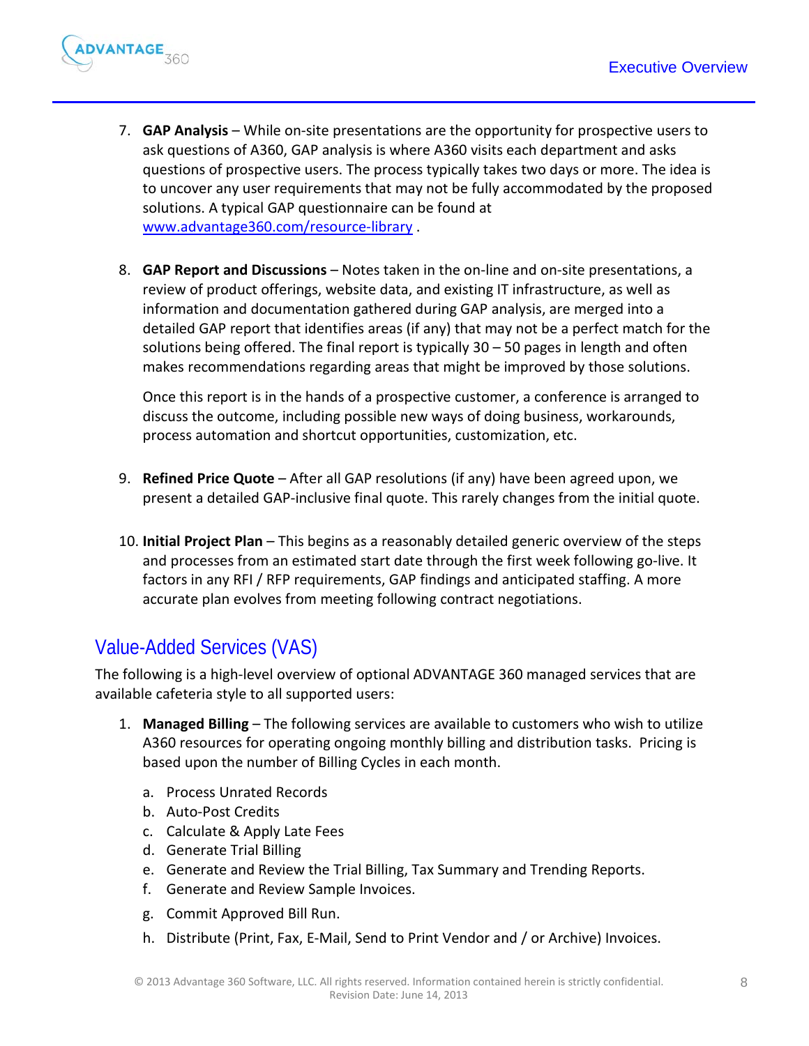7. **GAP Analysis** – While on-site presentations are the opportunity for prospective users to ask questions of A360, GAP analysis is where A360 visits each department and asks questions of prospective users. The process typically takes two days or more. The idea is to uncover any user requirements that may not be fully accommodated by the proposed solutions. A typical GAP questionnaire can be found at [www.advantage360.com/resource-library](http://www.advantage360.com/resource-library) .

8. **GAP Report and Discussions** – Notes taken in the on-line and on-site presentations, a review of product offerings, website data, and existing IT infrastructure, as well as information and documentation gathered during GAP analysis, are merged into a detailed GAP report that identifies areas (if any) that may not be a perfect match for the solutions being offered. The final report is typically 30 – 50 pages in length and often makes recommendations regarding areas that might be improved by those solutions.

   Once this report is in the hands of a prospective customer, a conference is arranged to discuss the outcome, including possible new ways of doing business, workarounds, process automation and shortcut opportunities, customization, etc.

9. **Refined Price Quote** – After all GAP resolutions (if any) have been agreed upon, we present a detailed GAP-inclusive final quote. This rarely changes from the initial quote.

10. **Initial Project Plan** – This begins as a reasonably detailed generic overview of the steps and processes from an estimated start date through the first week following go-live. It factors in any RFI / RFP requirements, GAP findings and anticipated staffing. A more accurate plan evolves from meeting following contract negotiations.

## Value-Added Services (VAS)

The following is a high-level overview of optional ADVANTAGE 360 managed services that are available cafeteria style to all supported users:

1. **Managed Billing** – The following services are available to customers who wish to utilize A360 resources for operating ongoing monthly billing and distribution tasks. Pricing is based upon the number of Billing Cycles in each month.

   a. Process Unrated Records
   b. Auto-Post Credits
   c. Calculate & Apply Late Fees
   d. Generate Trial Billing
   e. Generate and Review the Trial Billing, Tax Summary and Trending Reports.
   f. Generate and Review Sample Invoices.
   g. Commit Approved Bill Run.
   h. Distribute (Print, Fax, E-Mail, Send to Print Vendor and / or Archive) Invoices.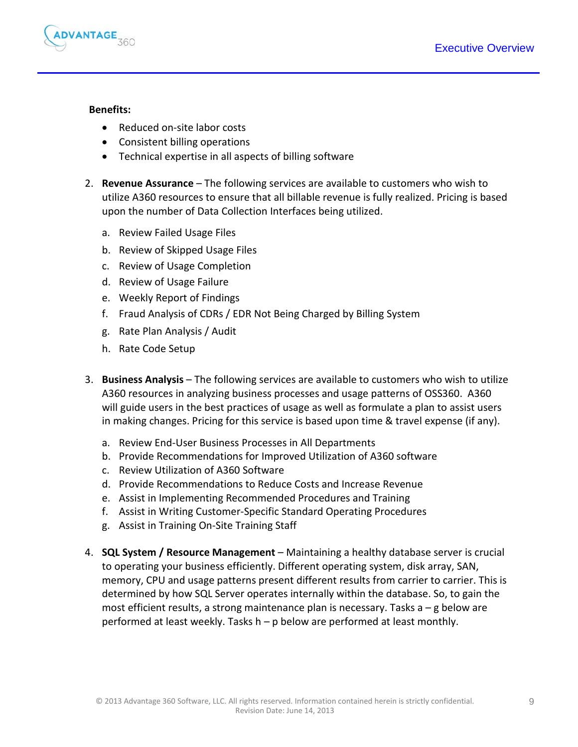**Benefits:**

- Reduced on-site labor costs
- Consistent billing operations
- Technical expertise in all aspects of billing software

2. **Revenue Assurance** – The following services are available to customers who wish to utilize A360 resources to ensure that all billable revenue is fully realized. Pricing is based upon the number of Data Collection Interfaces being utilized.

    a. Review Failed Usage Files
    b. Review of Skipped Usage Files
    c. Review of Usage Completion
    d. Review of Usage Failure
    e. Weekly Report of Findings
    f. Fraud Analysis of CDRs / EDR Not Being Charged by Billing System
    g. Rate Plan Analysis / Audit
    h. Rate Code Setup

3. **Business Analysis** – The following services are available to customers who wish to utilize A360 resources in analyzing business processes and usage patterns of OSS360. A360 will guide users in the best practices of usage as well as formulate a plan to assist users in making changes. Pricing for this service is based upon time & travel expense (if any).

    a. Review End-User Business Processes in All Departments
    b. Provide Recommendations for Improved Utilization of A360 software
    c. Review Utilization of A360 Software
    d. Provide Recommendations to Reduce Costs and Increase Revenue
    e. Assist in Implementing Recommended Procedures and Training
    f. Assist in Writing Customer-Specific Standard Operating Procedures
    g. Assist in Training On-Site Training Staff

4. **SQL System / Resource Management** – Maintaining a healthy database server is crucial to operating your business efficiently. Different operating system, disk array, SAN, memory, CPU and usage patterns present different results from carrier to carrier. This is determined by how SQL Server operates internally within the database. So, to gain the most efficient results, a strong maintenance plan is necessary. Tasks a – g below are performed at least weekly. Tasks h – p below are performed at least monthly.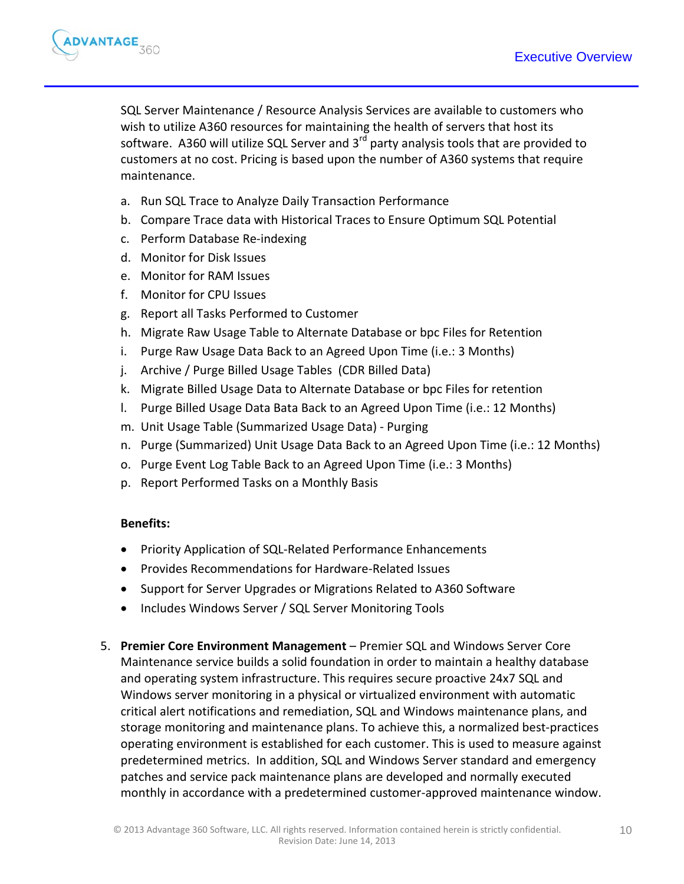SQL Server Maintenance / Resource Analysis Services are available to customers who wish to utilize A360 resources for maintaining the health of servers that host its software. A360 will utilize SQL Server and 3rd party analysis tools that are provided to customers at no cost. Pricing is based upon the number of A360 systems that require maintenance.

a. Run SQL Trace to Analyze Daily Transaction Performance
b. Compare Trace data with Historical Traces to Ensure Optimum SQL Potential
c. Perform Database Re-indexing
d. Monitor for Disk Issues
e. Monitor for RAM Issues
f. Monitor for CPU Issues
g. Report all Tasks Performed to Customer
h. Migrate Raw Usage Table to Alternate Database or bpc Files for Retention
i. Purge Raw Usage Data Back to an Agreed Upon Time (i.e.: 3 Months)
j. Archive / Purge Billed Usage Tables (CDR Billed Data)
k. Migrate Billed Usage Data to Alternate Database or bpc Files for retention
l. Purge Billed Usage Data Bata Back to an Agreed Upon Time (i.e.: 12 Months)
m. Unit Usage Table (Summarized Usage Data) - Purging
n. Purge (Summarized) Unit Usage Data Back to an Agreed Upon Time (i.e.: 12 Months)
o. Purge Event Log Table Back to an Agreed Upon Time (i.e.: 3 Months)
p. Report Performed Tasks on a Monthly Basis

**Benefits:**

- Priority Application of SQL-Related Performance Enhancements
- Provides Recommendations for Hardware-Related Issues
- Support for Server Upgrades or Migrations Related to A360 Software
- Includes Windows Server / SQL Server Monitoring Tools

5. **Premier Core Environment Management** – Premier SQL and Windows Server Core Maintenance service builds a solid foundation in order to maintain a healthy database and operating system infrastructure. This requires secure proactive 24x7 SQL and Windows server monitoring in a physical or virtualized environment with automatic critical alert notifications and remediation, SQL and Windows maintenance plans, and storage monitoring and maintenance plans. To achieve this, a normalized best-practices operating environment is established for each customer. This is used to measure against predetermined metrics. In addition, SQL and Windows Server standard and emergency patches and service pack maintenance plans are developed and normally executed monthly in accordance with a predetermined customer-approved maintenance window.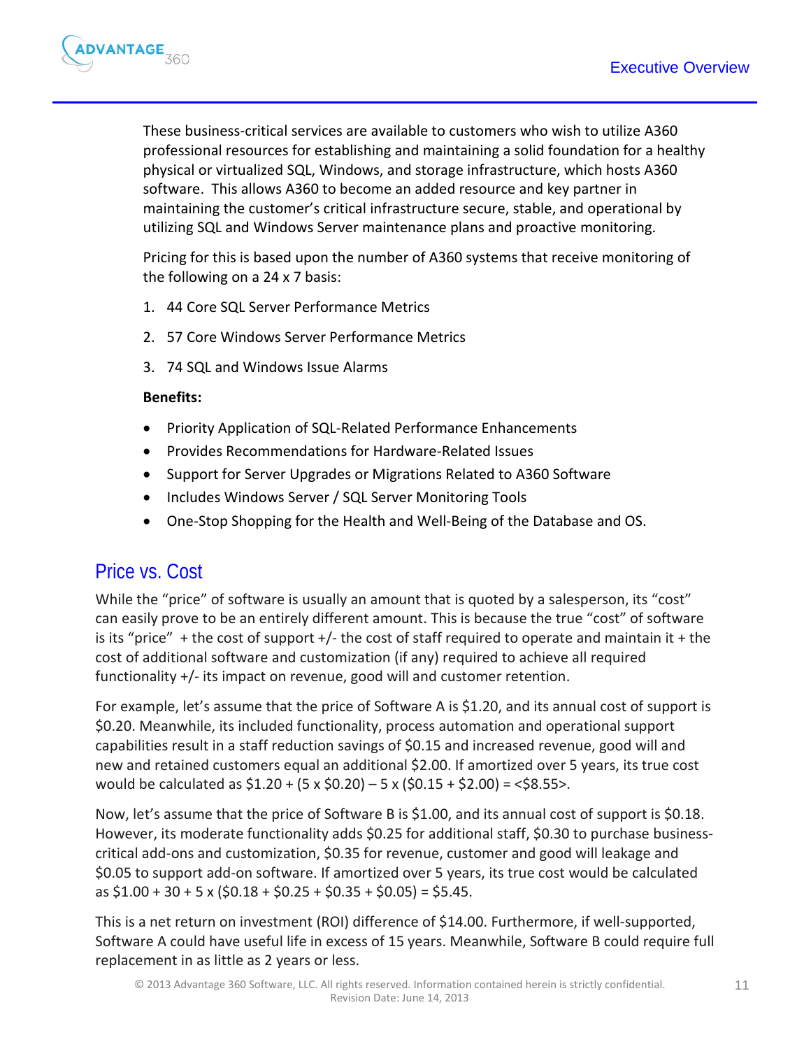These business-critical services are available to customers who wish to utilize A360 professional resources for establishing and maintaining a solid foundation for a healthy physical or virtualized SQL, Windows, and storage infrastructure, which hosts A360 software. This allows A360 to become an added resource and key partner in maintaining the customer's critical infrastructure secure, stable, and operational by utilizing SQL and Windows Server maintenance plans and proactive monitoring.

Pricing for this is based upon the number of A360 systems that receive monitoring of the following on a 24 x 7 basis:

1. 44 Core SQL Server Performance Metrics
2. 57 Core Windows Server Performance Metrics
3. 74 SQL and Windows Issue Alarms

**Benefits:**

- Priority Application of SQL-Related Performance Enhancements
- Provides Recommendations for Hardware-Related Issues
- Support for Server Upgrades or Migrations Related to A360 Software
- Includes Windows Server / SQL Server Monitoring Tools
- One-Stop Shopping for the Health and Well-Being of the Database and OS.

## Price vs. Cost

While the "price" of software is usually an amount that is quoted by a salesperson, its "cost" can easily prove to be an entirely different amount. This is because the true "cost" of software is its "price" + the cost of support +/- the cost of staff required to operate and maintain it + the cost of additional software and customization (if any) required to achieve all required functionality +/- its impact on revenue, good will and customer retention.

For example, let's assume that the price of Software A is $1.20, and its annual cost of support is $0.20. Meanwhile, its included functionality, process automation and operational support capabilities result in a staff reduction savings of $0.15 and increased revenue, good will and new and retained customers equal an additional $2.00. If amortized over 5 years, its true cost would be calculated as $1.20 + (5 x $0.20) – 5 x ($0.15 + $2.00) = <$8.55>.

Now, let's assume that the price of Software B is $1.00, and its annual cost of support is $0.18. However, its moderate functionality adds $0.25 for additional staff, $0.30 to purchase business-critical add-ons and customization, $0.35 for revenue, customer and good will leakage and $0.05 to support add-on software. If amortized over 5 years, its true cost would be calculated as $1.00 + 30 + 5 x ($0.18 + $0.25 + $0.35 + $0.05) = $5.45.

This is a net return on investment (ROI) difference of $14.00. Furthermore, if well-supported, Software A could have useful life in excess of 15 years. Meanwhile, Software B could require full replacement in as little as 2 years or less.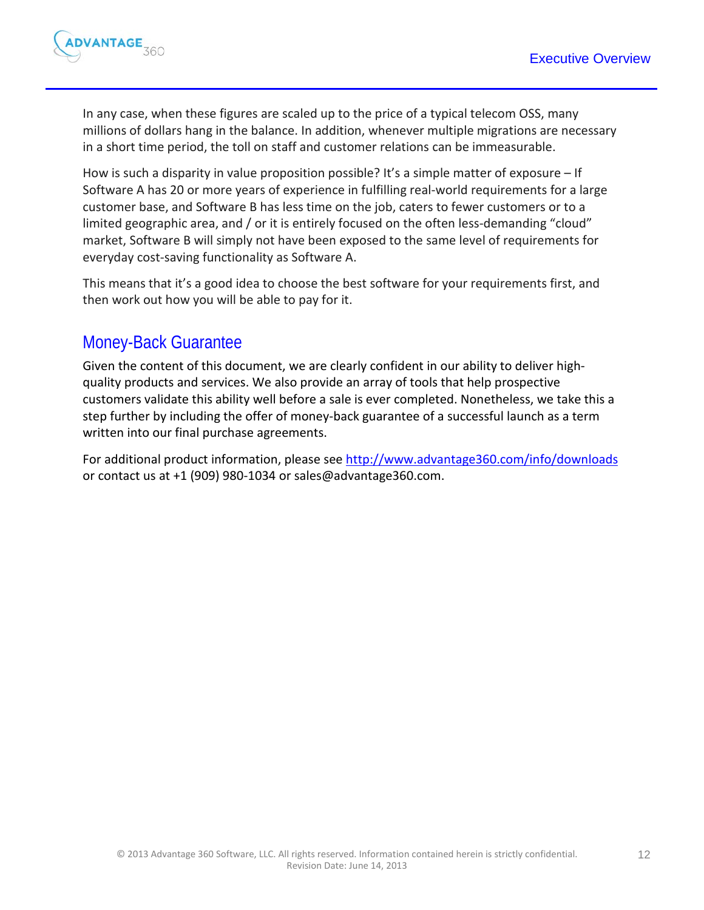In any case, when these figures are scaled up to the price of a typical telecom OSS, many millions of dollars hang in the balance. In addition, whenever multiple migrations are necessary in a short time period, the toll on staff and customer relations can be immeasurable.

How is such a disparity in value proposition possible? It's a simple matter of exposure – If Software A has 20 or more years of experience in fulfilling real-world requirements for a large customer base, and Software B has less time on the job, caters to fewer customers or to a limited geographic area, and / or it is entirely focused on the often less-demanding "cloud" market, Software B will simply not have been exposed to the same level of requirements for everyday cost-saving functionality as Software A.

This means that it's a good idea to choose the best software for your requirements first, and then work out how you will be able to pay for it.

## Money-Back Guarantee

Given the content of this document, we are clearly confident in our ability to deliver high-quality products and services. We also provide an array of tools that help prospective customers validate this ability well before a sale is ever completed. Nonetheless, we take this a step further by including the offer of money-back guarantee of a successful launch as a term written into our final purchase agreements.

For additional product information, please see [http://www.advantage360.com/info/downloads](http://www.advantage360.com/info/downloads) or contact us at +1 (909) 980-1034 or sales@advantage360.com.